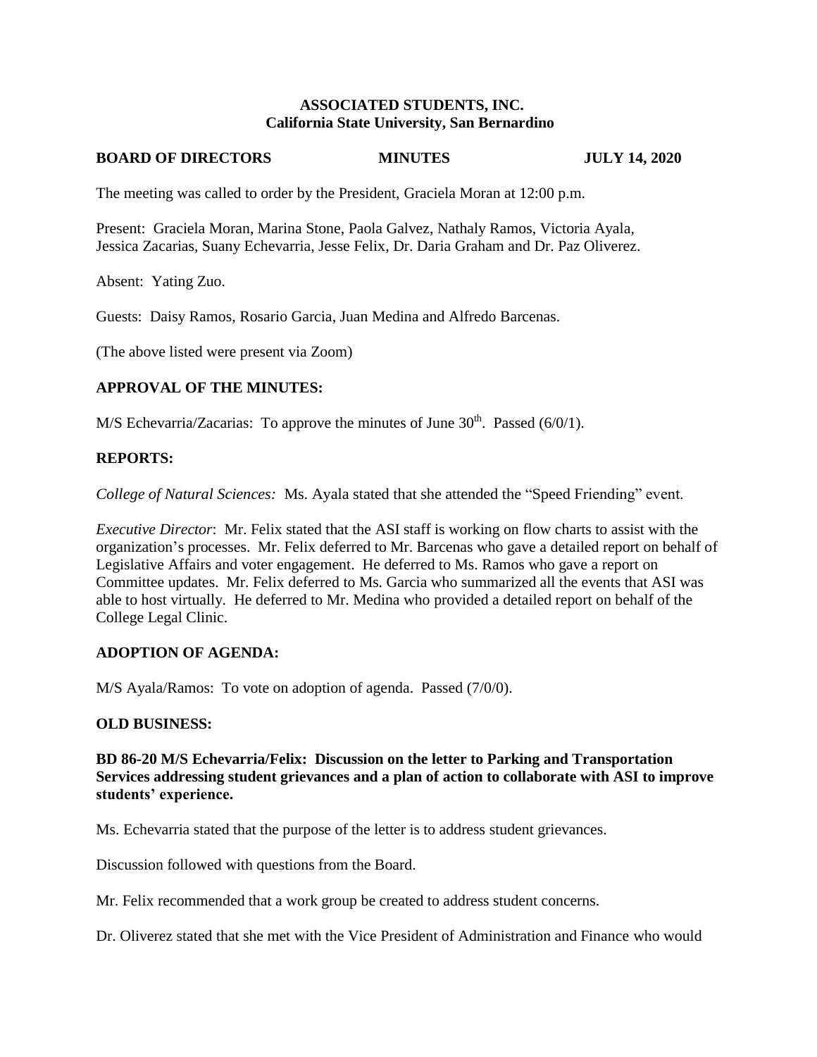**ASSOCIATED STUDENTS, INC.**
**California State University, San Bernardino**

**BOARD OF DIRECTORS MINUTES JULY 14, 2020**

The meeting was called to order by the President, Graciela Moran at 12:00 p.m.

Present: Graciela Moran, Marina Stone, Paola Galvez, Nathaly Ramos, Victoria Ayala, Jessica Zacarias, Suany Echevarria, Jesse Felix, Dr. Daria Graham and Dr. Paz Oliverez.

Absent: Yating Zuo.

Guests: Daisy Ramos, Rosario Garcia, Juan Medina and Alfredo Barcenas.

(The above listed were present via Zoom)

**APPROVAL OF THE MINUTES:**

M/S Echevarria/Zacarias: To approve the minutes of June 30th. Passed (6/0/1).

**REPORTS:**

*College of Natural Sciences:* Ms. Ayala stated that she attended the "Speed Friending" event.

*Executive Director*: Mr. Felix stated that the ASI staff is working on flow charts to assist with the organization's processes. Mr. Felix deferred to Mr. Barcenas who gave a detailed report on behalf of Legislative Affairs and voter engagement. He deferred to Ms. Ramos who gave a report on Committee updates. Mr. Felix deferred to Ms. Garcia who summarized all the events that ASI was able to host virtually. He deferred to Mr. Medina who provided a detailed report on behalf of the College Legal Clinic.

**ADOPTION OF AGENDA:**

M/S Ayala/Ramos: To vote on adoption of agenda. Passed (7/0/0).

**OLD BUSINESS:**

**BD 86-20 M/S Echevarria/Felix: Discussion on the letter to Parking and Transportation Services addressing student grievances and a plan of action to collaborate with ASI to improve students' experience.**

Ms. Echevarria stated that the purpose of the letter is to address student grievances.

Discussion followed with questions from the Board.

Mr. Felix recommended that a work group be created to address student concerns.

Dr. Oliverez stated that she met with the Vice President of Administration and Finance who would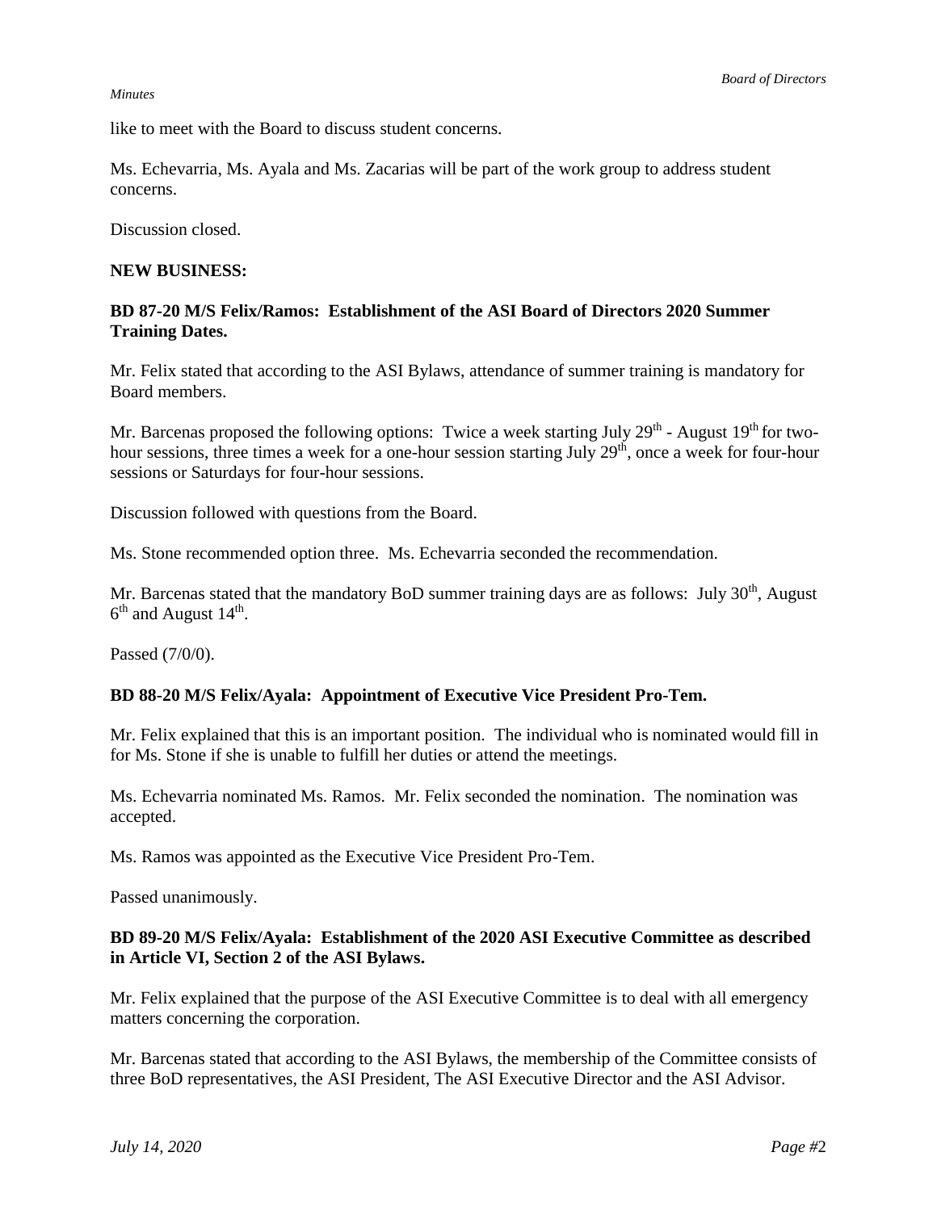like to meet with the Board to discuss student concerns.

Ms. Echevarria, Ms. Ayala and Ms. Zacarias will be part of the work group to address student concerns.

Discussion closed.

**NEW BUSINESS:**

**BD 87-20 M/S Felix/Ramos: Establishment of the ASI Board of Directors 2020 Summer Training Dates.**

Mr. Felix stated that according to the ASI Bylaws, attendance of summer training is mandatory for Board members.

Mr. Barcenas proposed the following options: Twice a week starting July 29th - August 19th for two-hour sessions, three times a week for a one-hour session starting July 29th, once a week for four-hour sessions or Saturdays for four-hour sessions.

Discussion followed with questions from the Board.

Ms. Stone recommended option three. Ms. Echevarria seconded the recommendation.

Mr. Barcenas stated that the mandatory BoD summer training days are as follows: July 30th, August 6th and August 14th.

Passed (7/0/0).

**BD 88-20 M/S Felix/Ayala: Appointment of Executive Vice President Pro-Tem.**

Mr. Felix explained that this is an important position. The individual who is nominated would fill in for Ms. Stone if she is unable to fulfill her duties or attend the meetings.

Ms. Echevarria nominated Ms. Ramos. Mr. Felix seconded the nomination. The nomination was accepted.

Ms. Ramos was appointed as the Executive Vice President Pro-Tem.

Passed unanimously.

**BD 89-20 M/S Felix/Ayala: Establishment of the 2020 ASI Executive Committee as described in Article VI, Section 2 of the ASI Bylaws.**

Mr. Felix explained that the purpose of the ASI Executive Committee is to deal with all emergency matters concerning the corporation.

Mr. Barcenas stated that according to the ASI Bylaws, the membership of the Committee consists of three BoD representatives, the ASI President, The ASI Executive Director and the ASI Advisor.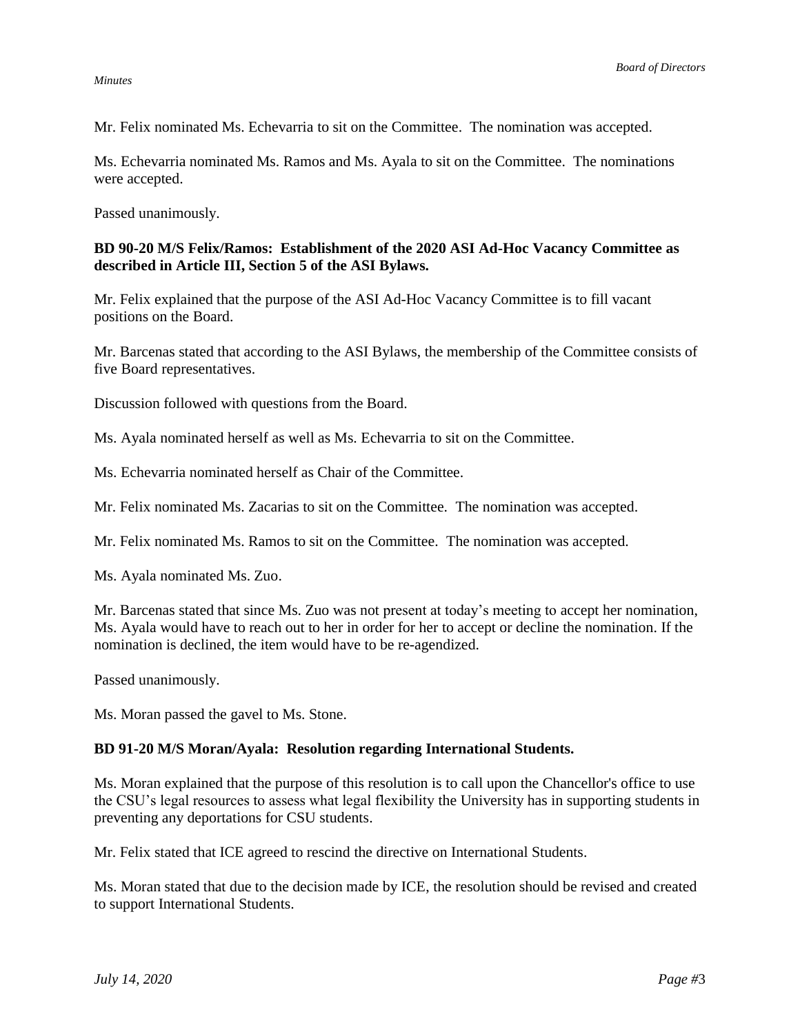Mr. Felix nominated Ms. Echevarria to sit on the Committee. The nomination was accepted.

Ms. Echevarria nominated Ms. Ramos and Ms. Ayala to sit on the Committee. The nominations were accepted.

Passed unanimously.

**BD 90-20 M/S Felix/Ramos: Establishment of the 2020 ASI Ad-Hoc Vacancy Committee as described in Article III, Section 5 of the ASI Bylaws.**

Mr. Felix explained that the purpose of the ASI Ad-Hoc Vacancy Committee is to fill vacant positions on the Board.

Mr. Barcenas stated that according to the ASI Bylaws, the membership of the Committee consists of five Board representatives.

Discussion followed with questions from the Board.

Ms. Ayala nominated herself as well as Ms. Echevarria to sit on the Committee.

Ms. Echevarria nominated herself as Chair of the Committee.

Mr. Felix nominated Ms. Zacarias to sit on the Committee. The nomination was accepted.

Mr. Felix nominated Ms. Ramos to sit on the Committee. The nomination was accepted.

Ms. Ayala nominated Ms. Zuo.

Mr. Barcenas stated that since Ms. Zuo was not present at today's meeting to accept her nomination, Ms. Ayala would have to reach out to her in order for her to accept or decline the nomination. If the nomination is declined, the item would have to be re-agendized.

Passed unanimously.

Ms. Moran passed the gavel to Ms. Stone.

**BD 91-20 M/S Moran/Ayala: Resolution regarding International Students.**

Ms. Moran explained that the purpose of this resolution is to call upon the Chancellor's office to use the CSU's legal resources to assess what legal flexibility the University has in supporting students in preventing any deportations for CSU students.

Mr. Felix stated that ICE agreed to rescind the directive on International Students.

Ms. Moran stated that due to the decision made by ICE, the resolution should be revised and created to support International Students.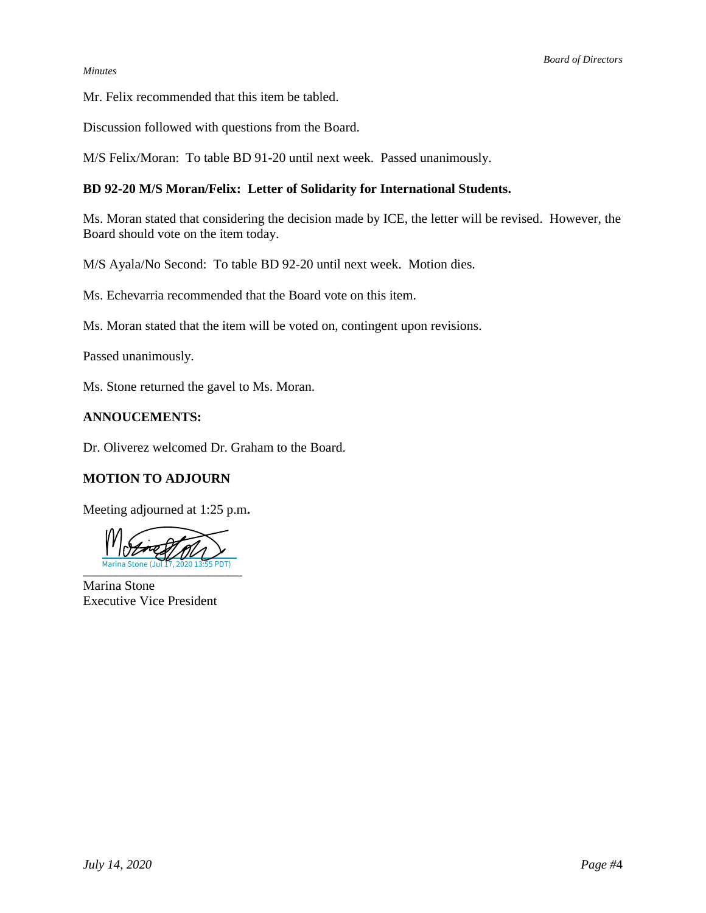Mr. Felix recommended that this item be tabled.

Discussion followed with questions from the Board.

M/S Felix/Moran: To table BD 91-20 until next week. Passed unanimously.

**BD 92-20 M/S Moran/Felix: Letter of Solidarity for International Students.**

Ms. Moran stated that considering the decision made by ICE, the letter will be revised. However, the Board should vote on the item today.

M/S Ayala/No Second: To table BD 92-20 until next week. Motion dies.

Ms. Echevarria recommended that the Board vote on this item.

Ms. Moran stated that the item will be voted on, contingent upon revisions.

Passed unanimously.

Ms. Stone returned the gavel to Ms. Moran.

**ANNOUCEMENTS:**

Dr. Oliverez welcomed Dr. Graham to the Board.

**MOTION TO ADJOURN**

Meeting adjourned at 1:25 p.m**.**

Marina Stone (Jul 17, 2020 13:55 PDT)

\_\_\_\_\_\_\_\_\_\_\_\_\_\_\_\_\_\_\_\_\_\_\_\_\_\_

Marina Stone
Executive Vice President